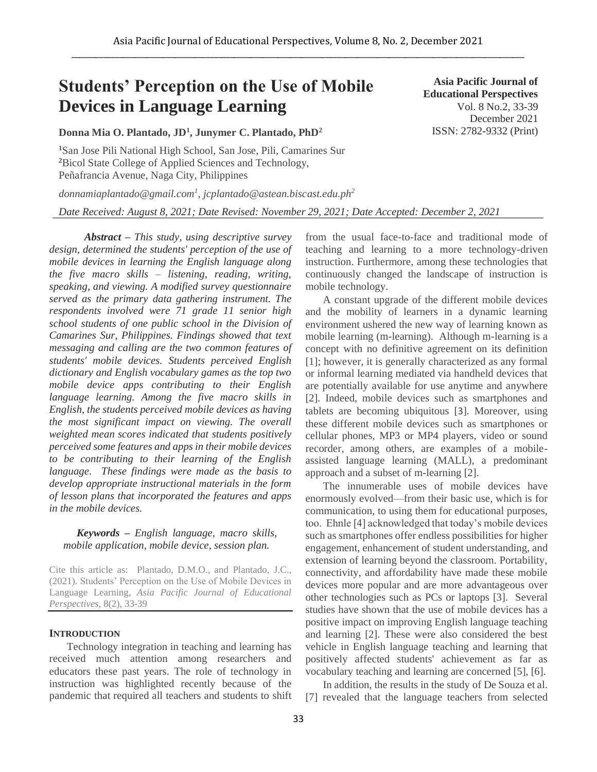# Students' Perception on the Use of Mobile Devices in Language Learning

**Asia Pacific Journal of Educational Perspectives**
Vol. 8 No.2, 33-39
December 2021
ISSN: 2782-9332 (Print)

**Donna Mia O. Plantado, JD[1], Junymer C. Plantado, PhD[2]**

[1]San Jose Pili National High School, San Jose, Pili, Camarines Sur
[2]Bicol State College of Applied Sciences and Technology, Peñafrancia Avenue, Naga City, Philippines

*donnamiaplantado@gmail.com[1], jcplantado@astean.biscast.edu.ph[2]*

*Date Received: August 8, 2021; Date Revised: November 29, 2021; Date Accepted: December 2, 2021*

***Abstract** – This study, using descriptive survey design, determined the students' perception of the use of mobile devices in learning the English language along the five macro skills – listening, reading, writing, speaking, and viewing. A modified survey questionnaire served as the primary data gathering instrument. The respondents involved were 71 grade 11 senior high school students of one public school in the Division of Camarines Sur, Philippines. Findings showed that text messaging and calling are the two common features of students' mobile devices. Students perceived English dictionary and English vocabulary games as the top two mobile device apps contributing to their English language learning. Among the five macro skills in English, the students perceived mobile devices as having the most significant impact on viewing. The overall weighted mean scores indicated that students positively perceived some features and apps in their mobile devices to be contributing to their learning of the English language. These findings were made as the basis to develop appropriate instructional materials in the form of lesson plans that incorporated the features and apps in the mobile devices.*

***Keywords** – English language, macro skills, mobile application, mobile device, session plan.*

Cite this article as: Plantado, D.M.O., and Plantado, J.C., (2021). Students' Perception on the Use of Mobile Devices in Language Learning, *Asia Pacific Journal of Educational Perspectives,* 8(2), 33-39

## INTRODUCTION

Technology integration in teaching and learning has received much attention among researchers and educators these past years. The role of technology in instruction was highlighted recently because of the pandemic that required all teachers and students to shift from the usual face-to-face and traditional mode of teaching and learning to a more technology-driven instruction. Furthermore, among these technologies that continuously changed the landscape of instruction is mobile technology.

A constant upgrade of the different mobile devices and the mobility of learners in a dynamic learning environment ushered the new way of learning known as mobile learning (m-learning). Although m-learning is a concept with no definitive agreement on its definition [1]; however, it is generally characterized as any formal or informal learning mediated via handheld devices that are potentially available for use anytime and anywhere [2]. Indeed, mobile devices such as smartphones and tablets are becoming ubiquitous [3]. Moreover, using these different mobile devices such as smartphones or cellular phones, MP3 or MP4 players, video or sound recorder, among others, are examples of a mobile-assisted language learning (MALL), a predominant approach and a subset of m-learning [2].

The innumerable uses of mobile devices have enormously evolved—from their basic use, which is for communication, to using them for educational purposes, too. Ehnle [4] acknowledged that today's mobile devices such as smartphones offer endless possibilities for higher engagement, enhancement of student understanding, and extension of learning beyond the classroom. Portability, connectivity, and affordability have made these mobile devices more popular and are more advantageous over other technologies such as PCs or laptops [3]. Several studies have shown that the use of mobile devices has a positive impact on improving English language teaching and learning [2]. These were also considered the best vehicle in English language teaching and learning that positively affected students' achievement as far as vocabulary teaching and learning are concerned [5], [6].

In addition, the results in the study of De Souza et al. [7] revealed that the language teachers from selected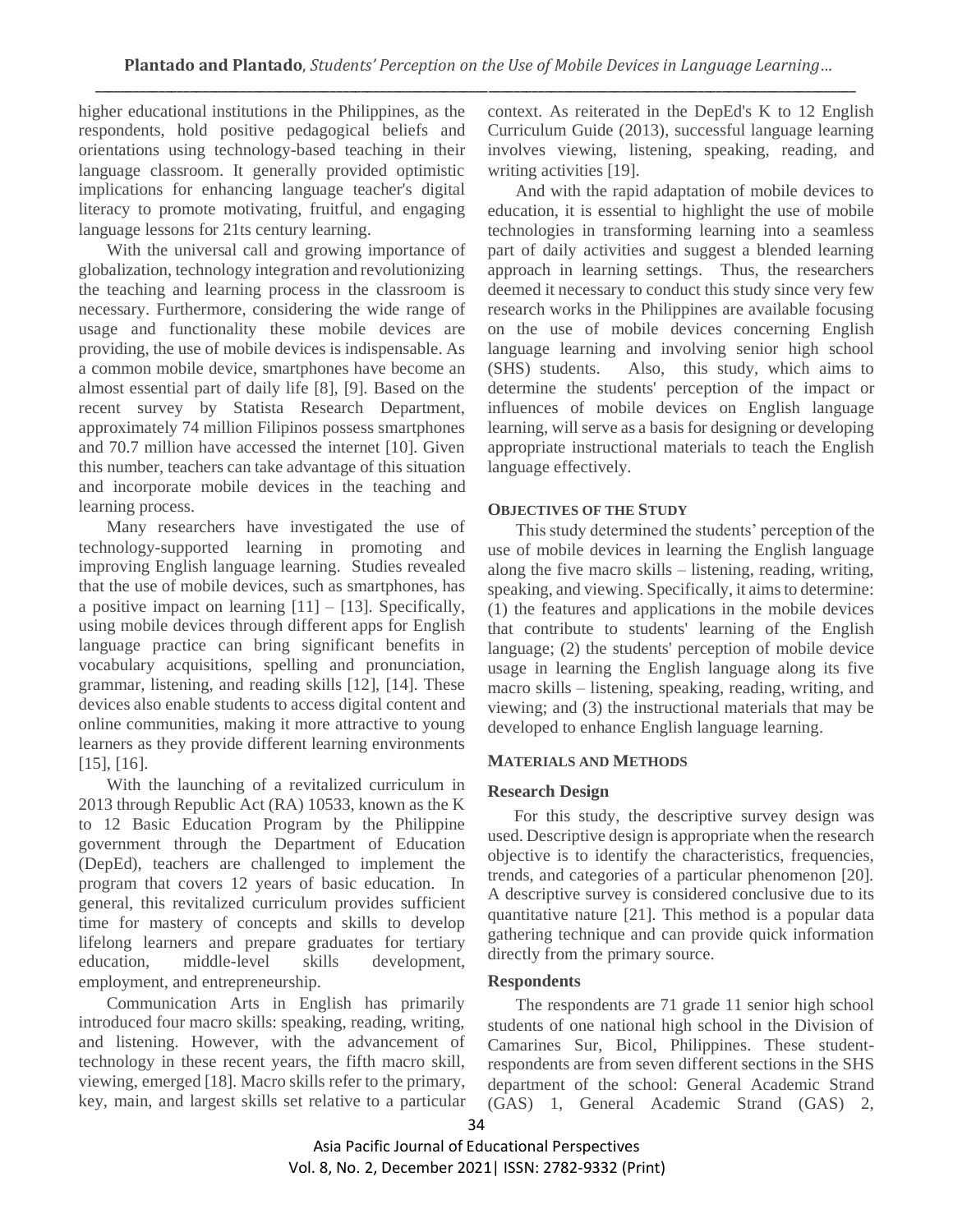higher educational institutions in the Philippines, as the respondents, hold positive pedagogical beliefs and orientations using technology-based teaching in their language classroom. It generally provided optimistic implications for enhancing language teacher's digital literacy to promote motivating, fruitful, and engaging language lessons for 21ts century learning.

With the universal call and growing importance of globalization, technology integration and revolutionizing the teaching and learning process in the classroom is necessary. Furthermore, considering the wide range of usage and functionality these mobile devices are providing, the use of mobile devices is indispensable. As a common mobile device, smartphones have become an almost essential part of daily life [8], [9]. Based on the recent survey by Statista Research Department, approximately 74 million Filipinos possess smartphones and 70.7 million have accessed the internet [10]. Given this number, teachers can take advantage of this situation and incorporate mobile devices in the teaching and learning process.

Many researchers have investigated the use of technology-supported learning in promoting and improving English language learning. Studies revealed that the use of mobile devices, such as smartphones, has a positive impact on learning [11] – [13]. Specifically, using mobile devices through different apps for English language practice can bring significant benefits in vocabulary acquisitions, spelling and pronunciation, grammar, listening, and reading skills [12], [14]. These devices also enable students to access digital content and online communities, making it more attractive to young learners as they provide different learning environments [15], [16].

With the launching of a revitalized curriculum in 2013 through Republic Act (RA) 10533, known as the K to 12 Basic Education Program by the Philippine government through the Department of Education (DepEd), teachers are challenged to implement the program that covers 12 years of basic education. In general, this revitalized curriculum provides sufficient time for mastery of concepts and skills to develop lifelong learners and prepare graduates for tertiary education, middle-level skills development, employment, and entrepreneurship.

Communication Arts in English has primarily introduced four macro skills: speaking, reading, writing, and listening. However, with the advancement of technology in these recent years, the fifth macro skill, viewing, emerged [18]. Macro skills refer to the primary, key, main, and largest skills set relative to a particular context. As reiterated in the DepEd's K to 12 English Curriculum Guide (2013), successful language learning involves viewing, listening, speaking, reading, and writing activities [19].

And with the rapid adaptation of mobile devices to education, it is essential to highlight the use of mobile technologies in transforming learning into a seamless part of daily activities and suggest a blended learning approach in learning settings. Thus, the researchers deemed it necessary to conduct this study since very few research works in the Philippines are available focusing on the use of mobile devices concerning English language learning and involving senior high school (SHS) students. Also, this study, which aims to determine the students' perception of the impact or influences of mobile devices on English language learning, will serve as a basis for designing or developing appropriate instructional materials to teach the English language effectively.

## OBJECTIVES OF THE STUDY

This study determined the students' perception of the use of mobile devices in learning the English language along the five macro skills – listening, reading, writing, speaking, and viewing. Specifically, it aims to determine: (1) the features and applications in the mobile devices that contribute to students' learning of the English language; (2) the students' perception of mobile device usage in learning the English language along its five macro skills – listening, speaking, reading, writing, and viewing; and (3) the instructional materials that may be developed to enhance English language learning.

## MATERIALS AND METHODS

### Research Design

For this study, the descriptive survey design was used. Descriptive design is appropriate when the research objective is to identify the characteristics, frequencies, trends, and categories of a particular phenomenon [20]. A descriptive survey is considered conclusive due to its quantitative nature [21]. This method is a popular data gathering technique and can provide quick information directly from the primary source.

### Respondents

The respondents are 71 grade 11 senior high school students of one national high school in the Division of Camarines Sur, Bicol, Philippines. These student-respondents are from seven different sections in the SHS department of the school: General Academic Strand (GAS) 1, General Academic Strand (GAS) 2,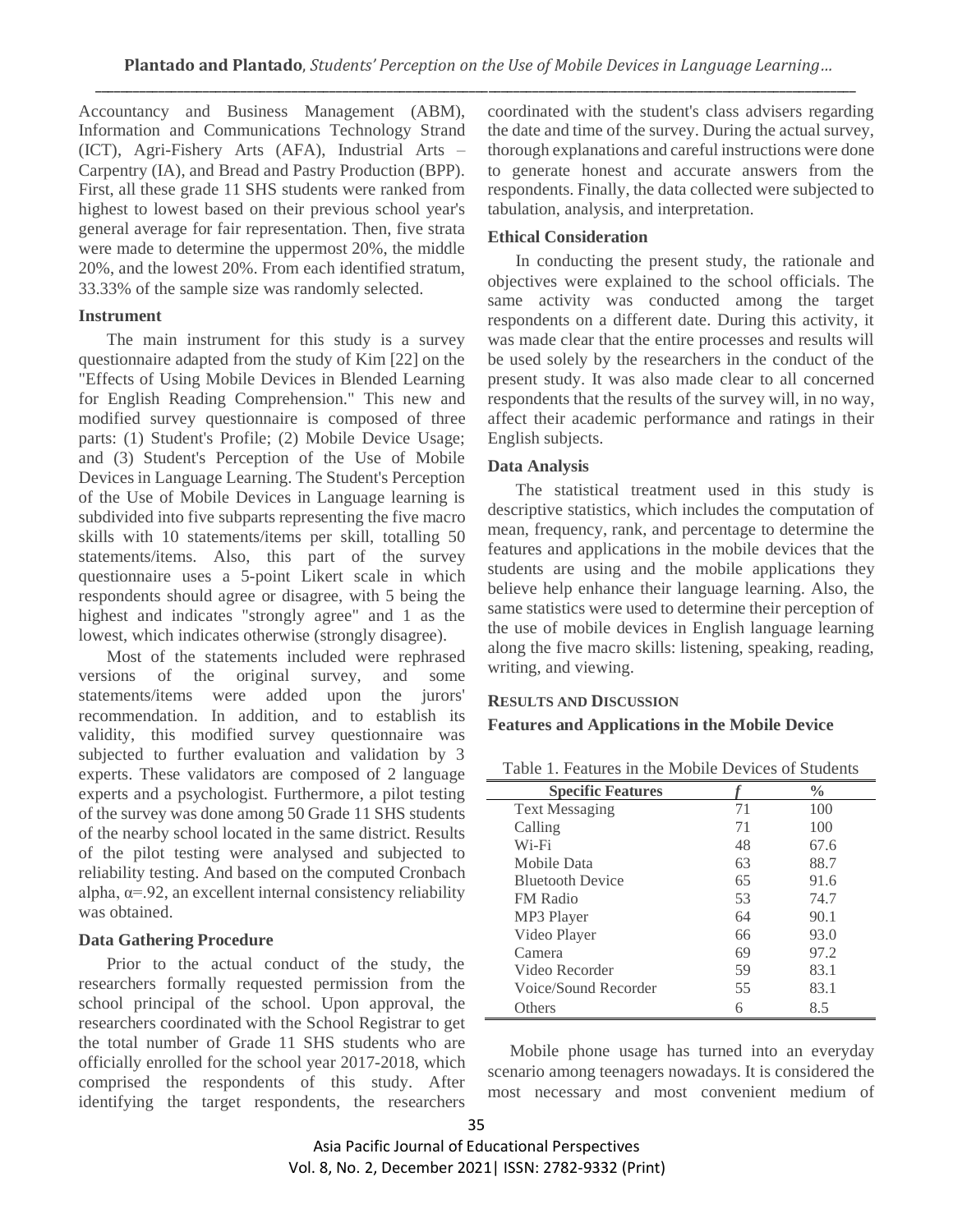Accountancy and Business Management (ABM), Information and Communications Technology Strand (ICT), Agri-Fishery Arts (AFA), Industrial Arts – Carpentry (IA), and Bread and Pastry Production (BPP). First, all these grade 11 SHS students were ranked from highest to lowest based on their previous school year's general average for fair representation. Then, five strata were made to determine the uppermost 20%, the middle 20%, and the lowest 20%. From each identified stratum, 33.33% of the sample size was randomly selected.

**Instrument**

The main instrument for this study is a survey questionnaire adapted from the study of Kim [22] on the "Effects of Using Mobile Devices in Blended Learning for English Reading Comprehension." This new and modified survey questionnaire is composed of three parts: (1) Student's Profile; (2) Mobile Device Usage; and (3) Student's Perception of the Use of Mobile Devices in Language Learning. The Student's Perception of the Use of Mobile Devices in Language learning is subdivided into five subparts representing the five macro skills with 10 statements/items per skill, totalling 50 statements/items. Also, this part of the survey questionnaire uses a 5-point Likert scale in which respondents should agree or disagree, with 5 being the highest and indicates "strongly agree" and 1 as the lowest, which indicates otherwise (strongly disagree).

Most of the statements included were rephrased versions of the original survey, and some statements/items were added upon the jurors' recommendation. In addition, and to establish its validity, this modified survey questionnaire was subjected to further evaluation and validation by 3 experts. These validators are composed of 2 language experts and a psychologist. Furthermore, a pilot testing of the survey was done among 50 Grade 11 SHS students of the nearby school located in the same district. Results of the pilot testing were analysed and subjected to reliability testing. And based on the computed Cronbach alpha, $\alpha$=.92, an excellent internal consistency reliability was obtained.

**Data Gathering Procedure**

Prior to the actual conduct of the study, the researchers formally requested permission from the school principal of the school. Upon approval, the researchers coordinated with the School Registrar to get the total number of Grade 11 SHS students who are officially enrolled for the school year 2017-2018, which comprised the respondents of this study. After identifying the target respondents, the researchers coordinated with the student's class advisers regarding the date and time of the survey. During the actual survey, thorough explanations and careful instructions were done to generate honest and accurate answers from the respondents. Finally, the data collected were subjected to tabulation, analysis, and interpretation.

**Ethical Consideration**

In conducting the present study, the rationale and objectives were explained to the school officials. The same activity was conducted among the target respondents on a different date. During this activity, it was made clear that the entire processes and results will be used solely by the researchers in the conduct of the present study. It was also made clear to all concerned respondents that the results of the survey will, in no way, affect their academic performance and ratings in their English subjects.

**Data Analysis**

The statistical treatment used in this study is descriptive statistics, which includes the computation of mean, frequency, rank, and percentage to determine the features and applications in the mobile devices that the students are using and the mobile applications they believe help enhance their language learning. Also, the same statistics were used to determine their perception of the use of mobile devices in English language learning along the five macro skills: listening, speaking, reading, writing, and viewing.

## RESULTS AND DISCUSSION

**Features and Applications in the Mobile Device**

Table 1. Features in the Mobile Devices of Students

| Specific Features | *f* | % |
|---|---|---|
| Text Messaging | 71 | 100 |
| Calling | 71 | 100 |
| Wi-Fi | 48 | 67.6 |
| Mobile Data | 63 | 88.7 |
| Bluetooth Device | 65 | 91.6 |
| FM Radio | 53 | 74.7 |
| MP3 Player | 64 | 90.1 |
| Video Player | 66 | 93.0 |
| Camera | 69 | 97.2 |
| Video Recorder | 59 | 83.1 |
| Voice/Sound Recorder | 55 | 83.1 |
| Others | 6 | 8.5 |

Mobile phone usage has turned into an everyday scenario among teenagers nowadays. It is considered the most necessary and most convenient medium of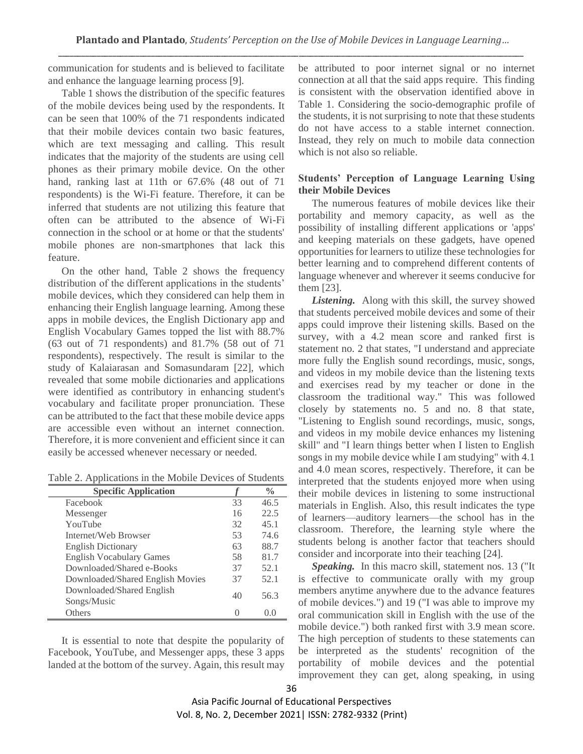communication for students and is believed to facilitate and enhance the language learning process [9].

Table 1 shows the distribution of the specific features of the mobile devices being used by the respondents. It can be seen that 100% of the 71 respondents indicated that their mobile devices contain two basic features, which are text messaging and calling. This result indicates that the majority of the students are using cell phones as their primary mobile device. On the other hand, ranking last at 11th or 67.6% (48 out of 71 respondents) is the Wi-Fi feature. Therefore, it can be inferred that students are not utilizing this feature that often can be attributed to the absence of Wi-Fi connection in the school or at home or that the students' mobile phones are non-smartphones that lack this feature.

On the other hand, Table 2 shows the frequency distribution of the different applications in the students' mobile devices, which they considered can help them in enhancing their English language learning. Among these apps in mobile devices, the English Dictionary app and English Vocabulary Games topped the list with 88.7% (63 out of 71 respondents) and 81.7% (58 out of 71 respondents), respectively. The result is similar to the study of Kalaiarasan and Somasundaram [22], which revealed that some mobile dictionaries and applications were identified as contributory in enhancing student's vocabulary and facilitate proper pronunciation. These can be attributed to the fact that these mobile device apps are accessible even without an internet connection. Therefore, it is more convenient and efficient since it can easily be accessed whenever necessary or needed.

Table 2. Applications in the Mobile Devices of Students

| Specific Application | f | % |
|---|---|---|
| Facebook | 33 | 46.5 |
| Messenger | 16 | 22.5 |
| YouTube | 32 | 45.1 |
| Internet/Web Browser | 53 | 74.6 |
| English Dictionary | 63 | 88.7 |
| English Vocabulary Games | 58 | 81.7 |
| Downloaded/Shared e-Books | 37 | 52.1 |
| Downloaded/Shared English Movies | 37 | 52.1 |
| Downloaded/Shared English Songs/Music | 40 | 56.3 |
| Others | 0 | 0.0 |

It is essential to note that despite the popularity of Facebook, YouTube, and Messenger apps, these 3 apps landed at the bottom of the survey. Again, this result may be attributed to poor internet signal or no internet connection at all that the said apps require. This finding is consistent with the observation identified above in Table 1. Considering the socio-demographic profile of the students, it is not surprising to note that these students do not have access to a stable internet connection. Instead, they rely on much to mobile data connection which is not also so reliable.

**Students' Perception of Language Learning Using their Mobile Devices**

The numerous features of mobile devices like their portability and memory capacity, as well as the possibility of installing different applications or 'apps' and keeping materials on these gadgets, have opened opportunities for learners to utilize these technologies for better learning and to comprehend different contents of language whenever and wherever it seems conducive for them [23].

***Listening.*** Along with this skill, the survey showed that students perceived mobile devices and some of their apps could improve their listening skills. Based on the survey, with a 4.2 mean score and ranked first is statement no. 2 that states, "I understand and appreciate more fully the English sound recordings, music, songs, and videos in my mobile device than the listening texts and exercises read by my teacher or done in the classroom the traditional way." This was followed closely by statements no. 5 and no. 8 that state, "Listening to English sound recordings, music, songs, and videos in my mobile device enhances my listening skill" and "I learn things better when I listen to English songs in my mobile device while I am studying" with 4.1 and 4.0 mean scores, respectively. Therefore, it can be interpreted that the students enjoyed more when using their mobile devices in listening to some instructional materials in English. Also, this result indicates the type of learners—auditory learners—the school has in the classroom. Therefore, the learning style where the students belong is another factor that teachers should consider and incorporate into their teaching [24].

***Speaking.*** In this macro skill, statement nos. 13 ("It is effective to communicate orally with my group members anytime anywhere due to the advance features of mobile devices.") and 19 ("I was able to improve my oral communication skill in English with the use of the mobile device.") both ranked first with 3.9 mean score. The high perception of students to these statements can be interpreted as the students' recognition of the portability of mobile devices and the potential improvement they can get, along speaking, in using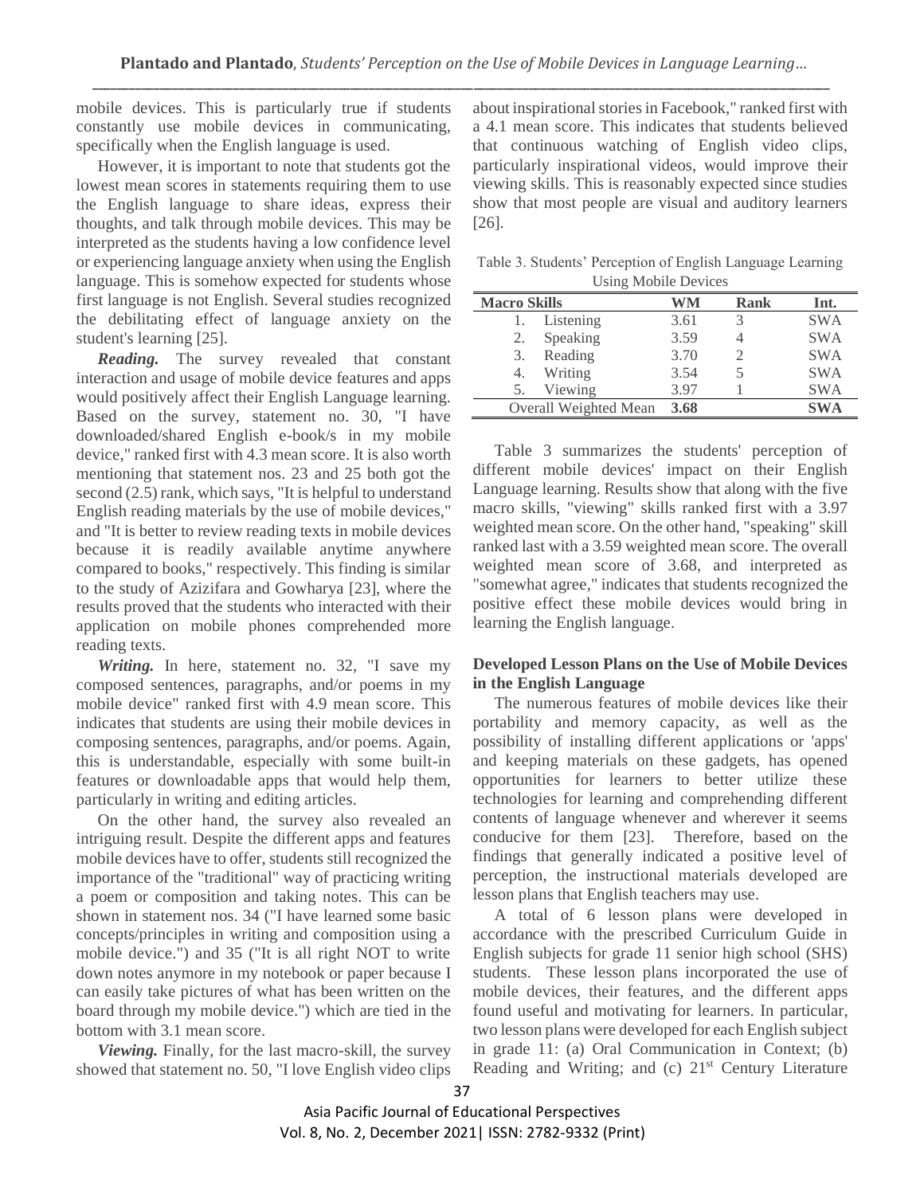mobile devices. This is particularly true if students constantly use mobile devices in communicating, specifically when the English language is used.

However, it is important to note that students got the lowest mean scores in statements requiring them to use the English language to share ideas, express their thoughts, and talk through mobile devices. This may be interpreted as the students having a low confidence level or experiencing language anxiety when using the English language. This is somehow expected for students whose first language is not English. Several studies recognized the debilitating effect of language anxiety on the student's learning [25].

***Reading.*** The survey revealed that constant interaction and usage of mobile device features and apps would positively affect their English Language learning. Based on the survey, statement no. 30, "I have downloaded/shared English e-book/s in my mobile device," ranked first with 4.3 mean score. It is also worth mentioning that statement nos. 23 and 25 both got the second (2.5) rank, which says, "It is helpful to understand English reading materials by the use of mobile devices," and "It is better to review reading texts in mobile devices because it is readily available anytime anywhere compared to books," respectively. This finding is similar to the study of Azizifara and Gowharya [23], where the results proved that the students who interacted with their application on mobile phones comprehended more reading texts.

***Writing.*** In here, statement no. 32, "I save my composed sentences, paragraphs, and/or poems in my mobile device" ranked first with 4.9 mean score. This indicates that students are using their mobile devices in composing sentences, paragraphs, and/or poems. Again, this is understandable, especially with some built-in features or downloadable apps that would help them, particularly in writing and editing articles.

On the other hand, the survey also revealed an intriguing result. Despite the different apps and features mobile devices have to offer, students still recognized the importance of the "traditional" way of practicing writing a poem or composition and taking notes. This can be shown in statement nos. 34 ("I have learned some basic concepts/principles in writing and composition using a mobile device.") and 35 ("It is all right NOT to write down notes anymore in my notebook or paper because I can easily take pictures of what has been written on the board through my mobile device.") which are tied in the bottom with 3.1 mean score.

***Viewing.*** Finally, for the last macro-skill, the survey showed that statement no. 50, "I love English video clips about inspirational stories in Facebook," ranked first with a 4.1 mean score. This indicates that students believed that continuous watching of English video clips, particularly inspirational videos, would improve their viewing skills. This is reasonably expected since studies show that most people are visual and auditory learners [26].

Table 3. Students' Perception of English Language Learning Using Mobile Devices

| Macro Skills | WM | Rank | Int. |
|---|---|---|---|
| 1. Listening | 3.61 | 3 | SWA |
| 2. Speaking | 3.59 | 4 | SWA |
| 3. Reading | 3.70 | 2 | SWA |
| 4. Writing | 3.54 | 5 | SWA |
| 5. Viewing | 3.97 | 1 | SWA |
| Overall Weighted Mean | **3.68** | | **SWA** |

Table 3 summarizes the students' perception of different mobile devices' impact on their English Language learning. Results show that along with the five macro skills, "viewing" skills ranked first with a 3.97 weighted mean score. On the other hand, "speaking" skill ranked last with a 3.59 weighted mean score. The overall weighted mean score of 3.68, and interpreted as "somewhat agree," indicates that students recognized the positive effect these mobile devices would bring in learning the English language.

**Developed Lesson Plans on the Use of Mobile Devices in the English Language**

The numerous features of mobile devices like their portability and memory capacity, as well as the possibility of installing different applications or 'apps' and keeping materials on these gadgets, has opened opportunities for learners to better utilize these technologies for learning and comprehending different contents of language whenever and wherever it seems conducive for them [23]. Therefore, based on the findings that generally indicated a positive level of perception, the instructional materials developed are lesson plans that English teachers may use.

A total of 6 lesson plans were developed in accordance with the prescribed Curriculum Guide in English subjects for grade 11 senior high school (SHS) students. These lesson plans incorporated the use of mobile devices, their features, and the different apps found useful and motivating for learners. In particular, two lesson plans were developed for each English subject in grade 11: (a) Oral Communication in Context; (b) Reading and Writing; and (c) 21st Century Literature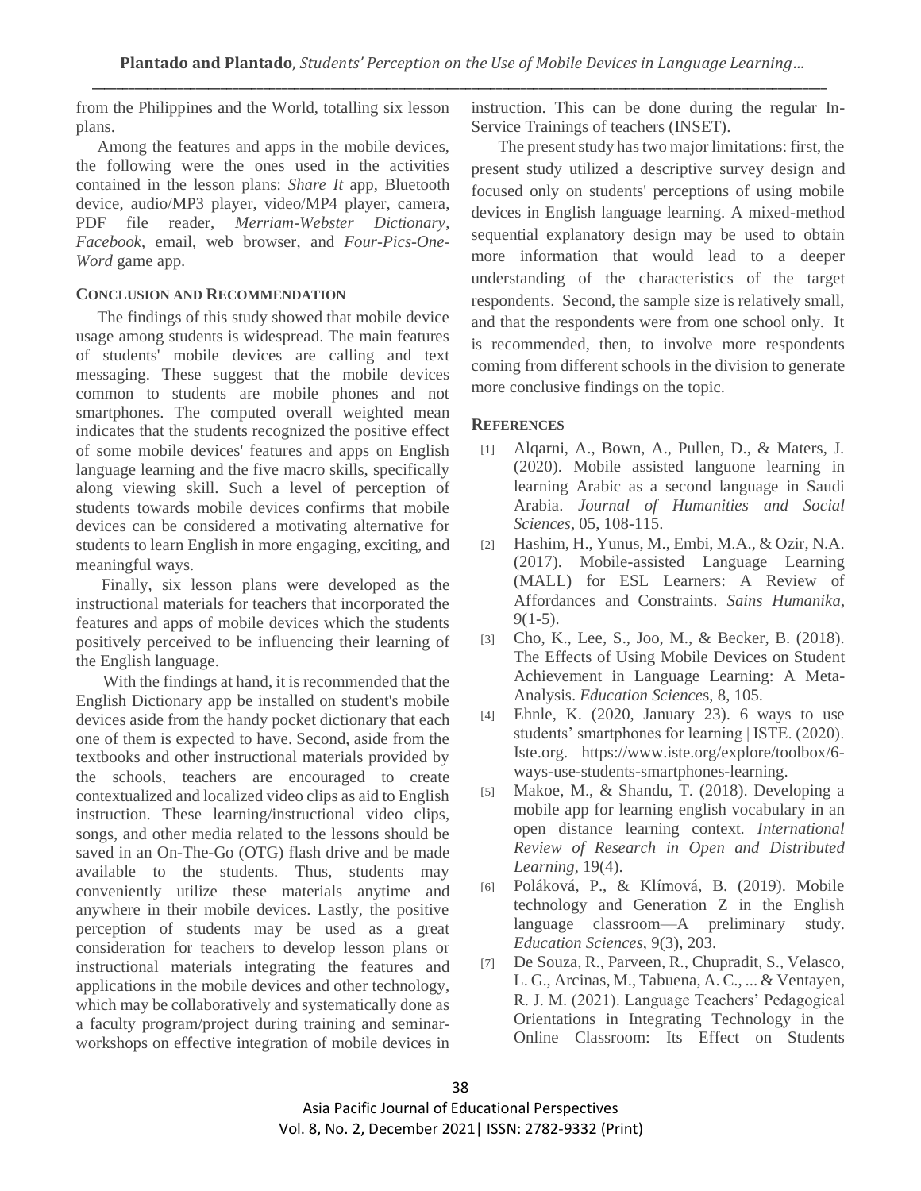from the Philippines and the World, totalling six lesson plans.

Among the features and apps in the mobile devices, the following were the ones used in the activities contained in the lesson plans: *Share It* app, Bluetooth device, audio/MP3 player, video/MP4 player, camera, PDF file reader, *Merriam-Webster Dictionary*, *Facebook*, email, web browser, and *Four-Pics-One-Word* game app.

## CONCLUSION AND RECOMMENDATION

The findings of this study showed that mobile device usage among students is widespread. The main features of students' mobile devices are calling and text messaging. These suggest that the mobile devices common to students are mobile phones and not smartphones. The computed overall weighted mean indicates that the students recognized the positive effect of some mobile devices' features and apps on English language learning and the five macro skills, specifically along viewing skill. Such a level of perception of students towards mobile devices confirms that mobile devices can be considered a motivating alternative for students to learn English in more engaging, exciting, and meaningful ways.

Finally, six lesson plans were developed as the instructional materials for teachers that incorporated the features and apps of mobile devices which the students positively perceived to be influencing their learning of the English language.

With the findings at hand, it is recommended that the English Dictionary app be installed on student's mobile devices aside from the handy pocket dictionary that each one of them is expected to have. Second, aside from the textbooks and other instructional materials provided by the schools, teachers are encouraged to create contextualized and localized video clips as aid to English instruction. These learning/instructional video clips, songs, and other media related to the lessons should be saved in an On-The-Go (OTG) flash drive and be made available to the students. Thus, students may conveniently utilize these materials anytime and anywhere in their mobile devices. Lastly, the positive perception of students may be used as a great consideration for teachers to develop lesson plans or instructional materials integrating the features and applications in the mobile devices and other technology, which may be collaboratively and systematically done as a faculty program/project during training and seminar-workshops on effective integration of mobile devices in instruction. This can be done during the regular In-Service Trainings of teachers (INSET).

The present study has two major limitations: first, the present study utilized a descriptive survey design and focused only on students' perceptions of using mobile devices in English language learning. A mixed-method sequential explanatory design may be used to obtain more information that would lead to a deeper understanding of the characteristics of the target respondents. Second, the sample size is relatively small, and that the respondents were from one school only. It is recommended, then, to involve more respondents coming from different schools in the division to generate more conclusive findings on the topic.

## REFERENCES

[1] Alqarni, A., Bown, A., Pullen, D., & Maters, J. (2020). Mobile assisted languone learning in learning Arabic as a second language in Saudi Arabia. *Journal of Humanities and Social Sciences*, 05, 108-115.

[2] Hashim, H., Yunus, M., Embi, M.A., & Ozir, N.A. (2017). Mobile-assisted Language Learning (MALL) for ESL Learners: A Review of Affordances and Constraints. *Sains Humanika*, 9(1-5).

[3] Cho, K., Lee, S., Joo, M., & Becker, B. (2018). The Effects of Using Mobile Devices on Student Achievement in Language Learning: A Meta-Analysis. *Education Sciences*, 8, 105.

[4] Ehnle, K. (2020, January 23). 6 ways to use students' smartphones for learning | ISTE. (2020). Iste.org. https://www.iste.org/explore/toolbox/6-ways-use-students-smartphones-learning.

[5] Makoe, M., & Shandu, T. (2018). Developing a mobile app for learning english vocabulary in an open distance learning context. *International Review of Research in Open and Distributed Learning*, 19(4).

[6] Poláková, P., & Klímová, B. (2019). Mobile technology and Generation Z in the English language classroom—A preliminary study. *Education Sciences*, 9(3), 203.

[7] De Souza, R., Parveen, R., Chupradit, S., Velasco, L. G., Arcinas, M., Tabuena, A. C., ... & Ventayen, R. J. M. (2021). Language Teachers' Pedagogical Orientations in Integrating Technology in the Online Classroom: Its Effect on Students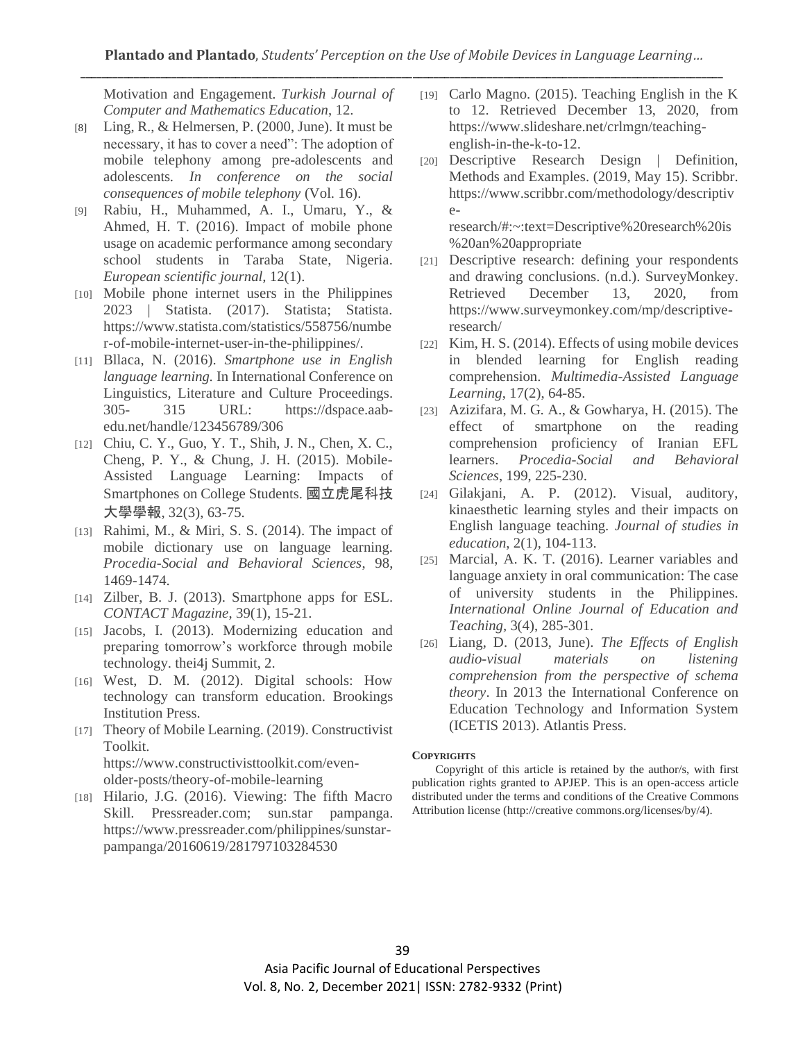Motivation and Engagement. *Turkish Journal of Computer and Mathematics Education*, 12.

[8] Ling, R., & Helmersen, P. (2000, June). It must be necessary, it has to cover a need": The adoption of mobile telephony among pre-adolescents and adolescents. *In conference on the social consequences of mobile telephony* (Vol. 16).

[9] Rabiu, H., Muhammed, A. I., Umaru, Y., & Ahmed, H. T. (2016). Impact of mobile phone usage on academic performance among secondary school students in Taraba State, Nigeria. *European scientific journal*, 12(1).

[10] Mobile phone internet users in the Philippines 2023 | Statista. (2017). Statista; Statista. https://www.statista.com/statistics/558756/number-of-mobile-internet-user-in-the-philippines/.

[11] Bllaca, N. (2016). *Smartphone use in English language learning.* In International Conference on Linguistics, Literature and Culture Proceedings. 305- 315 URL: https://dspace.aab-edu.net/handle/123456789/306

[12] Chiu, C. Y., Guo, Y. T., Shih, J. N., Chen, X. C., Cheng, P. Y., & Chung, J. H. (2015). Mobile-Assisted Language Learning: Impacts of Smartphones on College Students. **國立虎尾科技大學學報**, 32(3), 63-75.

[13] Rahimi, M., & Miri, S. S. (2014). The impact of mobile dictionary use on language learning. *Procedia-Social and Behavioral Sciences*, 98, 1469-1474.

[14] Zilber, B. J. (2013). Smartphone apps for ESL. *CONTACT Magazine*, 39(1), 15-21.

[15] Jacobs, I. (2013). Modernizing education and preparing tomorrow's workforce through mobile technology. thei4j Summit, 2.

[16] West, D. M. (2012). Digital schools: How technology can transform education. Brookings Institution Press.

[17] Theory of Mobile Learning. (2019). Constructivist Toolkit. https://www.constructivisttoolkit.com/even-older-posts/theory-of-mobile-learning

[18] Hilario, J.G. (2016). Viewing: The fifth Macro Skill. Pressreader.com; sun.star pampanga. https://www.pressreader.com/philippines/sunstar-pampanga/20160619/281797103284530

[19] Carlo Magno. (2015). Teaching English in the K to 12. Retrieved December 13, 2020, from https://www.slideshare.net/crlmgn/teaching-english-in-the-k-to-12.

[20] Descriptive Research Design | Definition, Methods and Examples. (2019, May 15). Scribbr. https://www.scribbr.com/methodology/descriptive-research/#:~:text=Descriptive%20research%20is%20an%20appropriate

[21] Descriptive research: defining your respondents and drawing conclusions. (n.d.). SurveyMonkey. Retrieved December 13, 2020, from https://www.surveymonkey.com/mp/descriptive-research/

[22] Kim, H. S. (2014). Effects of using mobile devices in blended learning for English reading comprehension. *Multimedia-Assisted Language Learning*, 17(2), 64-85.

[23] Azizifara, M. G. A., & Gowharya, H. (2015). The effect of smartphone on the reading comprehension proficiency of Iranian EFL learners. *Procedia-Social and Behavioral Sciences*, 199, 225-230.

[24] Gilakjani, A. P. (2012). Visual, auditory, kinaesthetic learning styles and their impacts on English language teaching. *Journal of studies in education*, 2(1), 104-113.

[25] Marcial, A. K. T. (2016). Learner variables and language anxiety in oral communication: The case of university students in the Philippines. *International Online Journal of Education and Teaching*, 3(4), 285-301.

[26] Liang, D. (2013, June). *The Effects of English audio-visual materials on listening comprehension from the perspective of schema theory*. In 2013 the International Conference on Education Technology and Information System (ICETIS 2013). Atlantis Press.

**COPYRIGHTS**

Copyright of this article is retained by the author/s, with first publication rights granted to APJEP. This is an open-access article distributed under the terms and conditions of the Creative Commons Attribution license (http://creative commons.org/licenses/by/4).